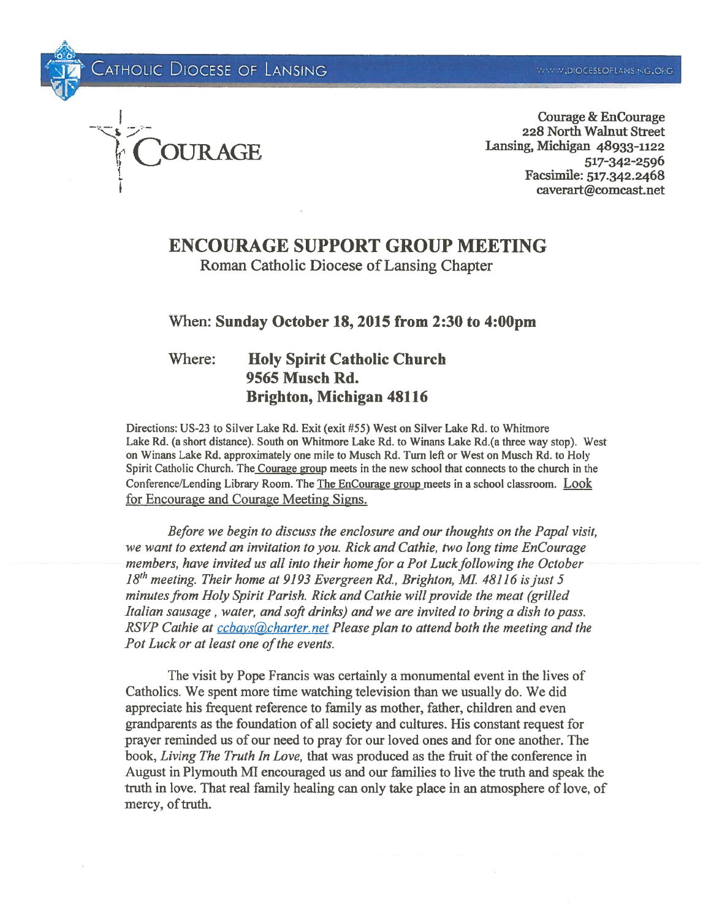CATHOLIC DIOCESE OF LANSING

WWW.DIOCESEOFLANSING.ORG

COURAGE

Courage & EnCourage
228 North Walnut Street
Lansing, Michigan 48933-1122
517-342-2596
Facsimile: 517.342.2468
caverart@comcast.net

# ENCOURAGE SUPPORT GROUP MEETING

Roman Catholic Diocese of Lansing Chapter

When: **Sunday October 18, 2015 from 2:30 to 4:00pm**

Where: **Holy Spirit Catholic Church**
**9565 Musch Rd.**
**Brighton, Michigan 48116**

Directions: US-23 to Silver Lake Rd. Exit (exit #55) West on Silver Lake Rd. to Whitmore Lake Rd. (a short distance). South on Whitmore Lake Rd. to Winans Lake Rd.(a three way stop). West on Winans Lake Rd. approximately one mile to Musch Rd. Turn left or West on Musch Rd. to Holy Spirit Catholic Church. The Courage group meets in the new school that connects to the church in the Conference/Lending Library Room. The The EnCourage group meets in a school classroom. Look for Encourage and Courage Meeting Signs.

*Before we begin to discuss the enclosure and our thoughts on the Papal visit, we want to extend an invitation to you. Rick and Cathie, two long time EnCourage members, have invited us all into their home for a Pot Luck following the October 18th meeting. Their home at 9193 Evergreen Rd., Brighton, MI. 48116 is just 5 minutes from Holy Spirit Parish. Rick and Cathie will provide the meat (grilled Italian sausage , water, and soft drinks) and we are invited to bring a dish to pass. RSVP Cathie at ccbays@charter.net Please plan to attend both the meeting and the Pot Luck or at least one of the events.*

The visit by Pope Francis was certainly a monumental event in the lives of Catholics. We spent more time watching television than we usually do. We did appreciate his frequent reference to family as mother, father, children and even grandparents as the foundation of all society and cultures. His constant request for prayer reminded us of our need to pray for our loved ones and for one another. The book, *Living The Truth In Love,* that was produced as the fruit of the conference in August in Plymouth MI encouraged us and our families to live the truth and speak the truth in love. That real family healing can only take place in an atmosphere of love, of mercy, of truth.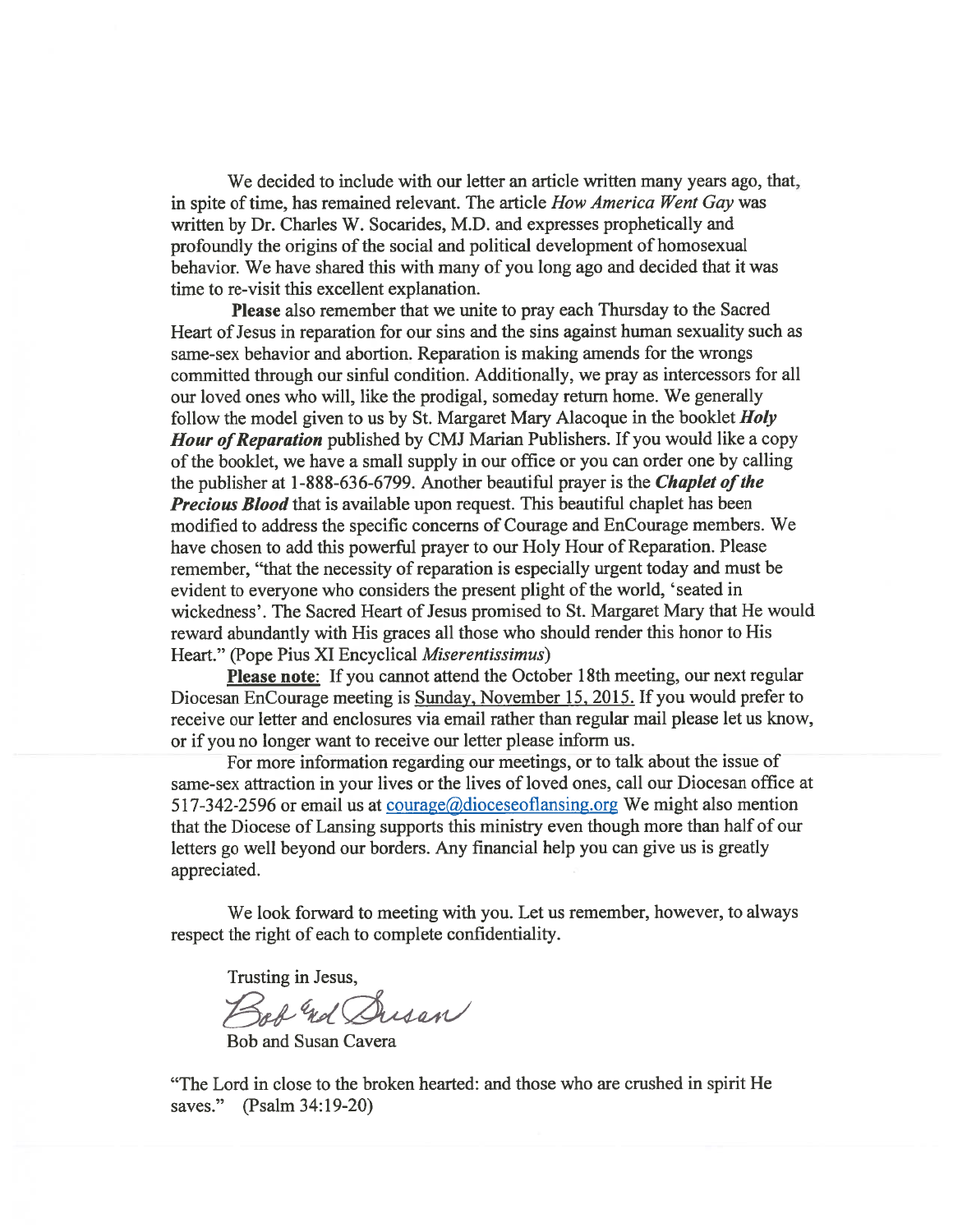We decided to include with our letter an article written many years ago, that, in spite of time, has remained relevant. The article *How America Went Gay* was written by Dr. Charles W. Socarides, M.D. and expresses prophetically and profoundly the origins of the social and political development of homosexual behavior. We have shared this with many of you long ago and decided that it was time to re-visit this excellent explanation.

**Please** also remember that we unite to pray each Thursday to the Sacred Heart of Jesus in reparation for our sins and the sins against human sexuality such as same-sex behavior and abortion. Reparation is making amends for the wrongs committed through our sinful condition. Additionally, we pray as intercessors for all our loved ones who will, like the prodigal, someday return home. We generally follow the model given to us by St. Margaret Mary Alacoque in the booklet ***Holy Hour of Reparation*** published by CMJ Marian Publishers. If you would like a copy of the booklet, we have a small supply in our office or you can order one by calling the publisher at 1-888-636-6799. Another beautiful prayer is the ***Chaplet of the Precious Blood*** that is available upon request. This beautiful chaplet has been modified to address the specific concerns of Courage and EnCourage members. We have chosen to add this powerful prayer to our Holy Hour of Reparation. Please remember, "that the necessity of reparation is especially urgent today and must be evident to everyone who considers the present plight of the world, 'seated in wickedness'. The Sacred Heart of Jesus promised to St. Margaret Mary that He would reward abundantly with His graces all those who should render this honor to His Heart." (Pope Pius XI Encyclical *Miserentissimus*)

**Please note**: If you cannot attend the October 18th meeting, our next regular Diocesan EnCourage meeting is Sunday, November 15, 2015. If you would prefer to receive our letter and enclosures via email rather than regular mail please let us know, or if you no longer want to receive our letter please inform us.

For more information regarding our meetings, or to talk about the issue of same-sex attraction in your lives or the lives of loved ones, call our Diocesan office at 517-342-2596 or email us at courage@dioceseoflansing.org We might also mention that the Diocese of Lansing supports this ministry even though more than half of our letters go well beyond our borders. Any financial help you can give us is greatly appreciated.

We look forward to meeting with you. Let us remember, however, to always respect the right of each to complete confidentiality.

Trusting in Jesus,

Bob and Susan

Bob and Susan Cavera

"The Lord in close to the broken hearted: and those who are crushed in spirit He saves." (Psalm 34:19-20)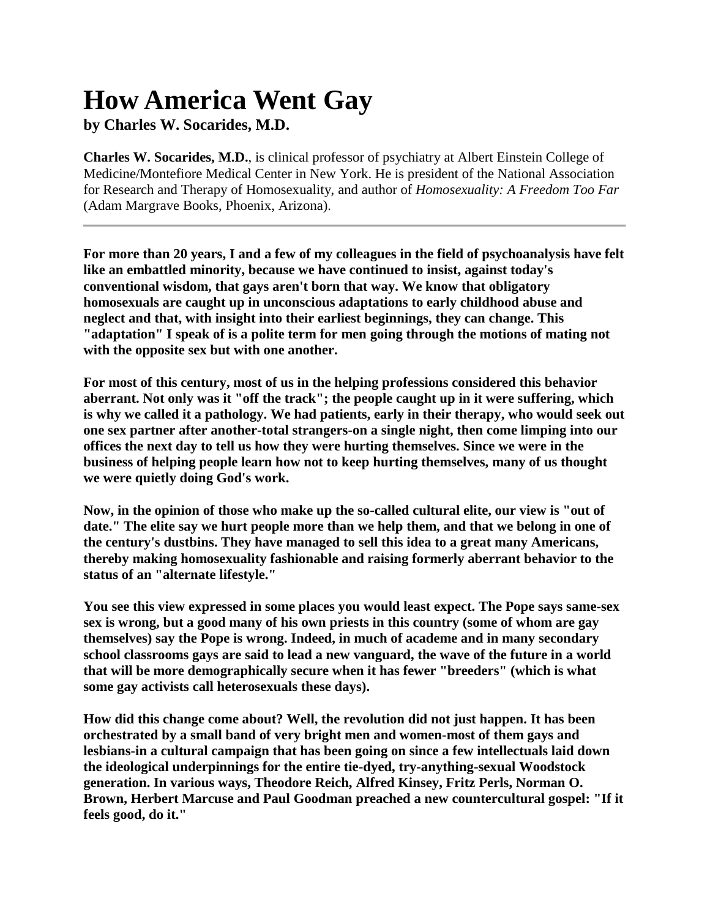# How America Went Gay

**by Charles W. Socarides, M.D.**

**Charles W. Socarides, M.D.**, is clinical professor of psychiatry at Albert Einstein College of Medicine/Montefiore Medical Center in New York. He is president of the National Association for Research and Therapy of Homosexuality, and author of *Homosexuality: A Freedom Too Far* (Adam Margrave Books, Phoenix, Arizona).

---

**For more than 20 years, I and a few of my colleagues in the field of psychoanalysis have felt like an embattled minority, because we have continued to insist, against today's conventional wisdom, that gays aren't born that way. We know that obligatory homosexuals are caught up in unconscious adaptations to early childhood abuse and neglect and that, with insight into their earliest beginnings, they can change. This "adaptation" I speak of is a polite term for men going through the motions of mating not with the opposite sex but with one another.**

**For most of this century, most of us in the helping professions considered this behavior aberrant. Not only was it "off the track"; the people caught up in it were suffering, which is why we called it a pathology. We had patients, early in their therapy, who would seek out one sex partner after another-total strangers-on a single night, then come limping into our offices the next day to tell us how they were hurting themselves. Since we were in the business of helping people learn how not to keep hurting themselves, many of us thought we were quietly doing God's work.**

**Now, in the opinion of those who make up the so-called cultural elite, our view is "out of date." The elite say we hurt people more than we help them, and that we belong in one of the century's dustbins. They have managed to sell this idea to a great many Americans, thereby making homosexuality fashionable and raising formerly aberrant behavior to the status of an "alternate lifestyle."**

**You see this view expressed in some places you would least expect. The Pope says same-sex sex is wrong, but a good many of his own priests in this country (some of whom are gay themselves) say the Pope is wrong. Indeed, in much of academe and in many secondary school classrooms gays are said to lead a new vanguard, the wave of the future in a world that will be more demographically secure when it has fewer "breeders" (which is what some gay activists call heterosexuals these days).**

**How did this change come about? Well, the revolution did not just happen. It has been orchestrated by a small band of very bright men and women-most of them gays and lesbians-in a cultural campaign that has been going on since a few intellectuals laid down the ideological underpinnings for the entire tie-dyed, try-anything-sexual Woodstock generation. In various ways, Theodore Reich, Alfred Kinsey, Fritz Perls, Norman O. Brown, Herbert Marcuse and Paul Goodman preached a new countercultural gospel: "If it feels good, do it."**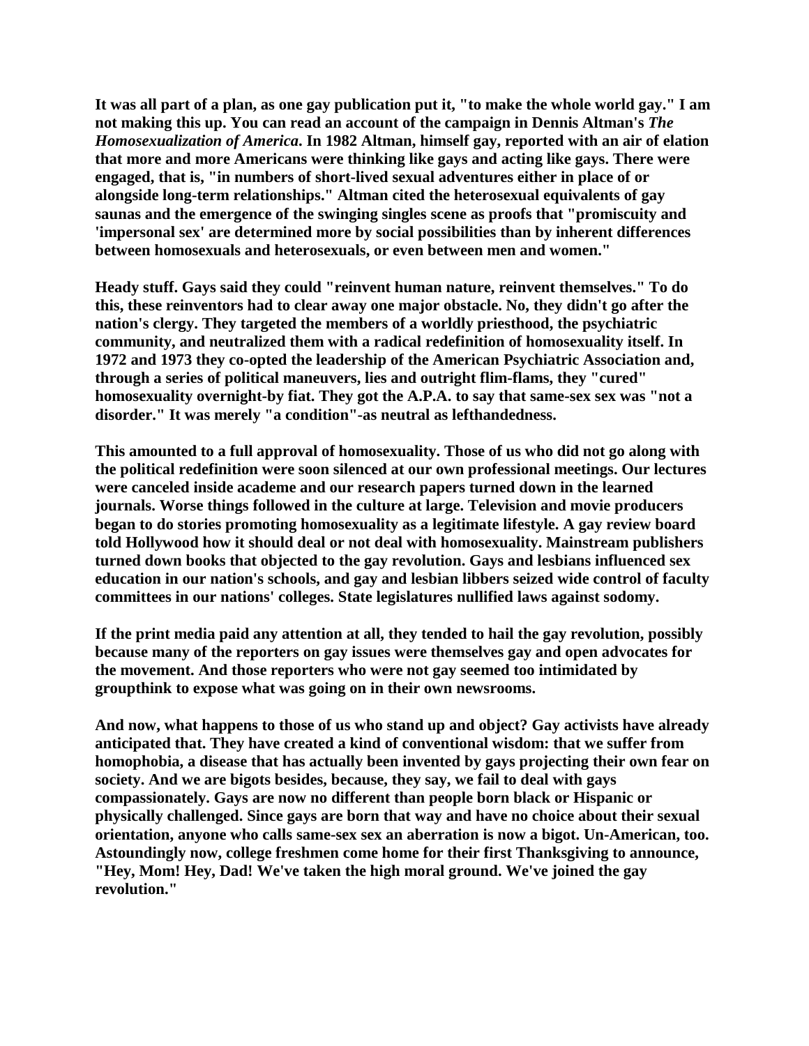**It was all part of a plan, as one gay publication put it, "to make the whole world gay." I am not making this up. You can read an account of the campaign in Dennis Altman's *The Homosexualization of America*. In 1982 Altman, himself gay, reported with an air of elation that more and more Americans were thinking like gays and acting like gays. There were engaged, that is, "in numbers of short-lived sexual adventures either in place of or alongside long-term relationships." Altman cited the heterosexual equivalents of gay saunas and the emergence of the swinging singles scene as proofs that "promiscuity and 'impersonal sex' are determined more by social possibilities than by inherent differences between homosexuals and heterosexuals, or even between men and women."**

**Heady stuff. Gays said they could "reinvent human nature, reinvent themselves." To do this, these reinventors had to clear away one major obstacle. No, they didn't go after the nation's clergy. They targeted the members of a worldly priesthood, the psychiatric community, and neutralized them with a radical redefinition of homosexuality itself. In 1972 and 1973 they co-opted the leadership of the American Psychiatric Association and, through a series of political maneuvers, lies and outright flim-flams, they "cured" homosexuality overnight-by fiat. They got the A.P.A. to say that same-sex sex was "not a disorder." It was merely "a condition"-as neutral as lefthandedness.**

**This amounted to a full approval of homosexuality. Those of us who did not go along with the political redefinition were soon silenced at our own professional meetings. Our lectures were canceled inside academe and our research papers turned down in the learned journals. Worse things followed in the culture at large. Television and movie producers began to do stories promoting homosexuality as a legitimate lifestyle. A gay review board told Hollywood how it should deal or not deal with homosexuality. Mainstream publishers turned down books that objected to the gay revolution. Gays and lesbians influenced sex education in our nation's schools, and gay and lesbian libbers seized wide control of faculty committees in our nations' colleges. State legislatures nullified laws against sodomy.**

**If the print media paid any attention at all, they tended to hail the gay revolution, possibly because many of the reporters on gay issues were themselves gay and open advocates for the movement. And those reporters who were not gay seemed too intimidated by groupthink to expose what was going on in their own newsrooms.**

**And now, what happens to those of us who stand up and object? Gay activists have already anticipated that. They have created a kind of conventional wisdom: that we suffer from homophobia, a disease that has actually been invented by gays projecting their own fear on society. And we are bigots besides, because, they say, we fail to deal with gays compassionately. Gays are now no different than people born black or Hispanic or physically challenged. Since gays are born that way and have no choice about their sexual orientation, anyone who calls same-sex sex an aberration is now a bigot. Un-American, too. Astoundingly now, college freshmen come home for their first Thanksgiving to announce, "Hey, Mom! Hey, Dad! We've taken the high moral ground. We've joined the gay revolution."**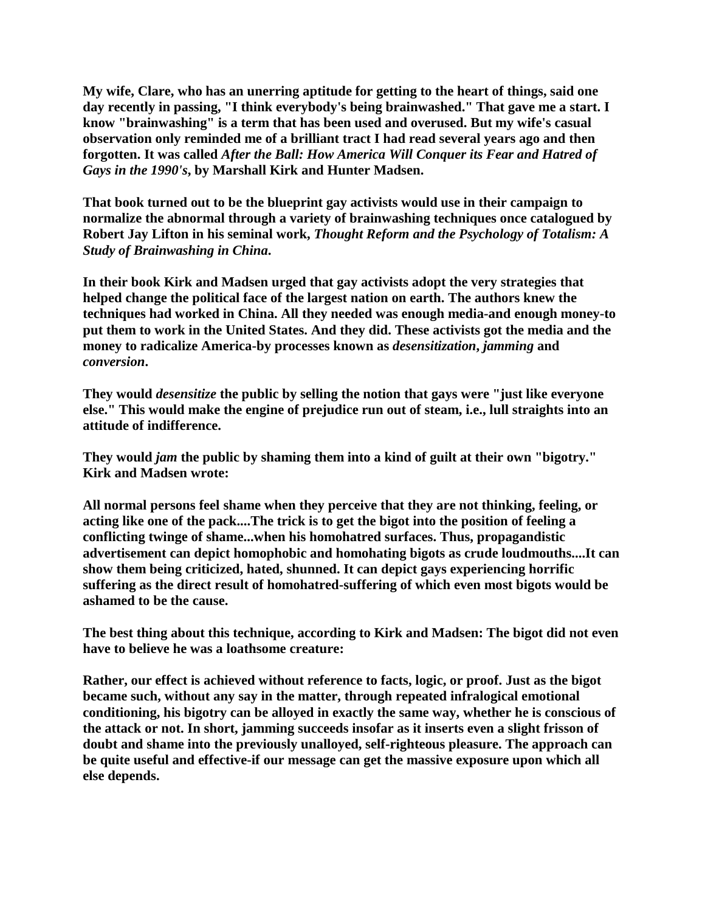**My wife, Clare, who has an unerring aptitude for getting to the heart of things, said one day recently in passing, "I think everybody's being brainwashed." That gave me a start. I know "brainwashing" is a term that has been used and overused. But my wife's casual observation only reminded me of a brilliant tract I had read several years ago and then forgotten. It was called *After the Ball: How America Will Conquer its Fear and Hatred of Gays in the 1990's*, by Marshall Kirk and Hunter Madsen.**

**That book turned out to be the blueprint gay activists would use in their campaign to normalize the abnormal through a variety of brainwashing techniques once catalogued by Robert Jay Lifton in his seminal work, *Thought Reform and the Psychology of Totalism: A Study of Brainwashing in China*.**

**In their book Kirk and Madsen urged that gay activists adopt the very strategies that helped change the political face of the largest nation on earth. The authors knew the techniques had worked in China. All they needed was enough media-and enough money-to put them to work in the United States. And they did. These activists got the media and the money to radicalize America-by processes known as *desensitization*, *jamming* and *conversion*.**

**They would *desensitize* the public by selling the notion that gays were "just like everyone else." This would make the engine of prejudice run out of steam, i.e., lull straights into an attitude of indifference.**

**They would *jam* the public by shaming them into a kind of guilt at their own "bigotry." Kirk and Madsen wrote:**

**All normal persons feel shame when they perceive that they are not thinking, feeling, or acting like one of the pack....The trick is to get the bigot into the position of feeling a conflicting twinge of shame...when his homohatred surfaces. Thus, propagandistic advertisement can depict homophobic and homohating bigots as crude loudmouths....It can show them being criticized, hated, shunned. It can depict gays experiencing horrific suffering as the direct result of homohatred-suffering of which even most bigots would be ashamed to be the cause.**

**The best thing about this technique, according to Kirk and Madsen: The bigot did not even have to believe he was a loathsome creature:**

**Rather, our effect is achieved without reference to facts, logic, or proof. Just as the bigot became such, without any say in the matter, through repeated infralogical emotional conditioning, his bigotry can be alloyed in exactly the same way, whether he is conscious of the attack or not. In short, jamming succeeds insofar as it inserts even a slight frisson of doubt and shame into the previously unalloyed, self-righteous pleasure. The approach can be quite useful and effective-if our message can get the massive exposure upon which all else depends.**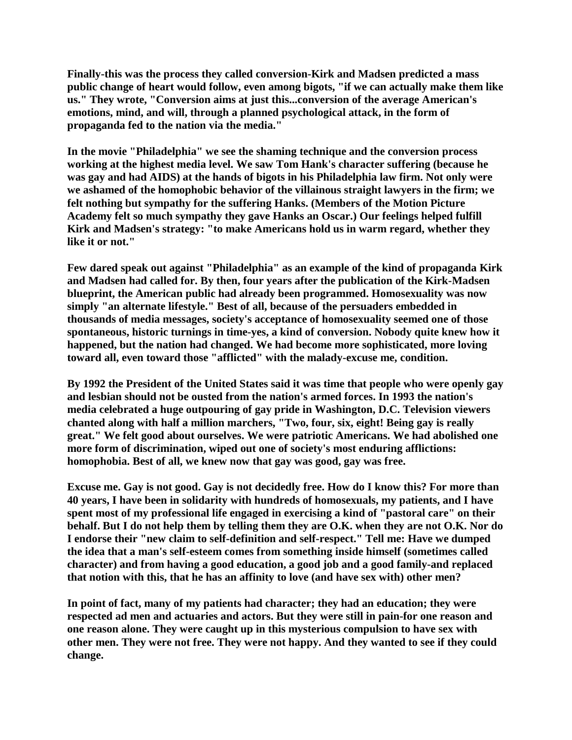**Finally-this was the process they called conversion-Kirk and Madsen predicted a mass public change of heart would follow, even among bigots, "if we can actually make them like us." They wrote, "Conversion aims at just this...conversion of the average American's emotions, mind, and will, through a planned psychological attack, in the form of propaganda fed to the nation via the media."**

**In the movie "Philadelphia" we see the shaming technique and the conversion process working at the highest media level. We saw Tom Hank's character suffering (because he was gay and had AIDS) at the hands of bigots in his Philadelphia law firm. Not only were we ashamed of the homophobic behavior of the villainous straight lawyers in the firm; we felt nothing but sympathy for the suffering Hanks. (Members of the Motion Picture Academy felt so much sympathy they gave Hanks an Oscar.) Our feelings helped fulfill Kirk and Madsen's strategy: "to make Americans hold us in warm regard, whether they like it or not."**

**Few dared speak out against "Philadelphia" as an example of the kind of propaganda Kirk and Madsen had called for. By then, four years after the publication of the Kirk-Madsen blueprint, the American public had already been programmed. Homosexuality was now simply "an alternate lifestyle." Best of all, because of the persuaders embedded in thousands of media messages, society's acceptance of homosexuality seemed one of those spontaneous, historic turnings in time-yes, a kind of conversion. Nobody quite knew how it happened, but the nation had changed. We had become more sophisticated, more loving toward all, even toward those "afflicted" with the malady-excuse me, condition.**

**By 1992 the President of the United States said it was time that people who were openly gay and lesbian should not be ousted from the nation's armed forces. In 1993 the nation's media celebrated a huge outpouring of gay pride in Washington, D.C. Television viewers chanted along with half a million marchers, "Two, four, six, eight! Being gay is really great." We felt good about ourselves. We were patriotic Americans. We had abolished one more form of discrimination, wiped out one of society's most enduring afflictions: homophobia. Best of all, we knew now that gay was good, gay was free.**

**Excuse me. Gay is not good. Gay is not decidedly free. How do I know this? For more than 40 years, I have been in solidarity with hundreds of homosexuals, my patients, and I have spent most of my professional life engaged in exercising a kind of "pastoral care" on their behalf. But I do not help them by telling them they are O.K. when they are not O.K. Nor do I endorse their "new claim to self-definition and self-respect." Tell me: Have we dumped the idea that a man's self-esteem comes from something inside himself (sometimes called character) and from having a good education, a good job and a good family-and replaced that notion with this, that he has an affinity to love (and have sex with) other men?**

**In point of fact, many of my patients had character; they had an education; they were respected ad men and actuaries and actors. But they were still in pain-for one reason and one reason alone. They were caught up in this mysterious compulsion to have sex with other men. They were not free. They were not happy. And they wanted to see if they could change.**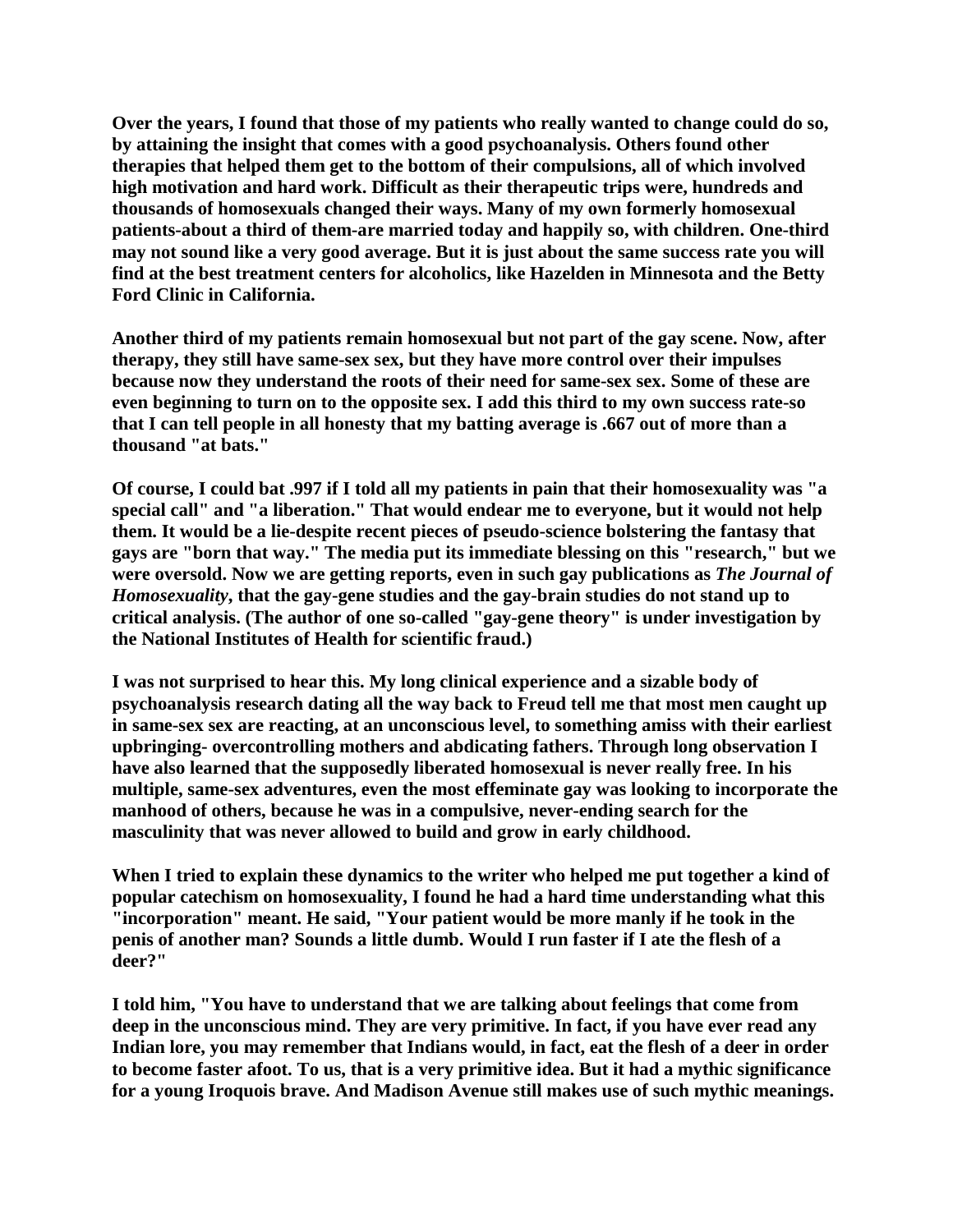**Over the years, I found that those of my patients who really wanted to change could do so, by attaining the insight that comes with a good psychoanalysis. Others found other therapies that helped them get to the bottom of their compulsions, all of which involved high motivation and hard work. Difficult as their therapeutic trips were, hundreds and thousands of homosexuals changed their ways. Many of my own formerly homosexual patients-about a third of them-are married today and happily so, with children. One-third may not sound like a very good average. But it is just about the same success rate you will find at the best treatment centers for alcoholics, like Hazelden in Minnesota and the Betty Ford Clinic in California.**

**Another third of my patients remain homosexual but not part of the gay scene. Now, after therapy, they still have same-sex sex, but they have more control over their impulses because now they understand the roots of their need for same-sex sex. Some of these are even beginning to turn on to the opposite sex. I add this third to my own success rate-so that I can tell people in all honesty that my batting average is .667 out of more than a thousand "at bats."**

**Of course, I could bat .997 if I told all my patients in pain that their homosexuality was "a special call" and "a liberation." That would endear me to everyone, but it would not help them. It would be a lie-despite recent pieces of pseudo-science bolstering the fantasy that gays are "born that way." The media put its immediate blessing on this "research," but we were oversold. Now we are getting reports, even in such gay publications as *The Journal of Homosexuality*, that the gay-gene studies and the gay-brain studies do not stand up to critical analysis. (The author of one so-called "gay-gene theory" is under investigation by the National Institutes of Health for scientific fraud.)**

**I was not surprised to hear this. My long clinical experience and a sizable body of psychoanalysis research dating all the way back to Freud tell me that most men caught up in same-sex sex are reacting, at an unconscious level, to something amiss with their earliest upbringing- overcontrolling mothers and abdicating fathers. Through long observation I have also learned that the supposedly liberated homosexual is never really free. In his multiple, same-sex adventures, even the most effeminate gay was looking to incorporate the manhood of others, because he was in a compulsive, never-ending search for the masculinity that was never allowed to build and grow in early childhood.**

**When I tried to explain these dynamics to the writer who helped me put together a kind of popular catechism on homosexuality, I found he had a hard time understanding what this "incorporation" meant. He said, "Your patient would be more manly if he took in the penis of another man? Sounds a little dumb. Would I run faster if I ate the flesh of a deer?"**

**I told him, "You have to understand that we are talking about feelings that come from deep in the unconscious mind. They are very primitive. In fact, if you have ever read any Indian lore, you may remember that Indians would, in fact, eat the flesh of a deer in order to become faster afoot. To us, that is a very primitive idea. But it had a mythic significance for a young Iroquois brave. And Madison Avenue still makes use of such mythic meanings.**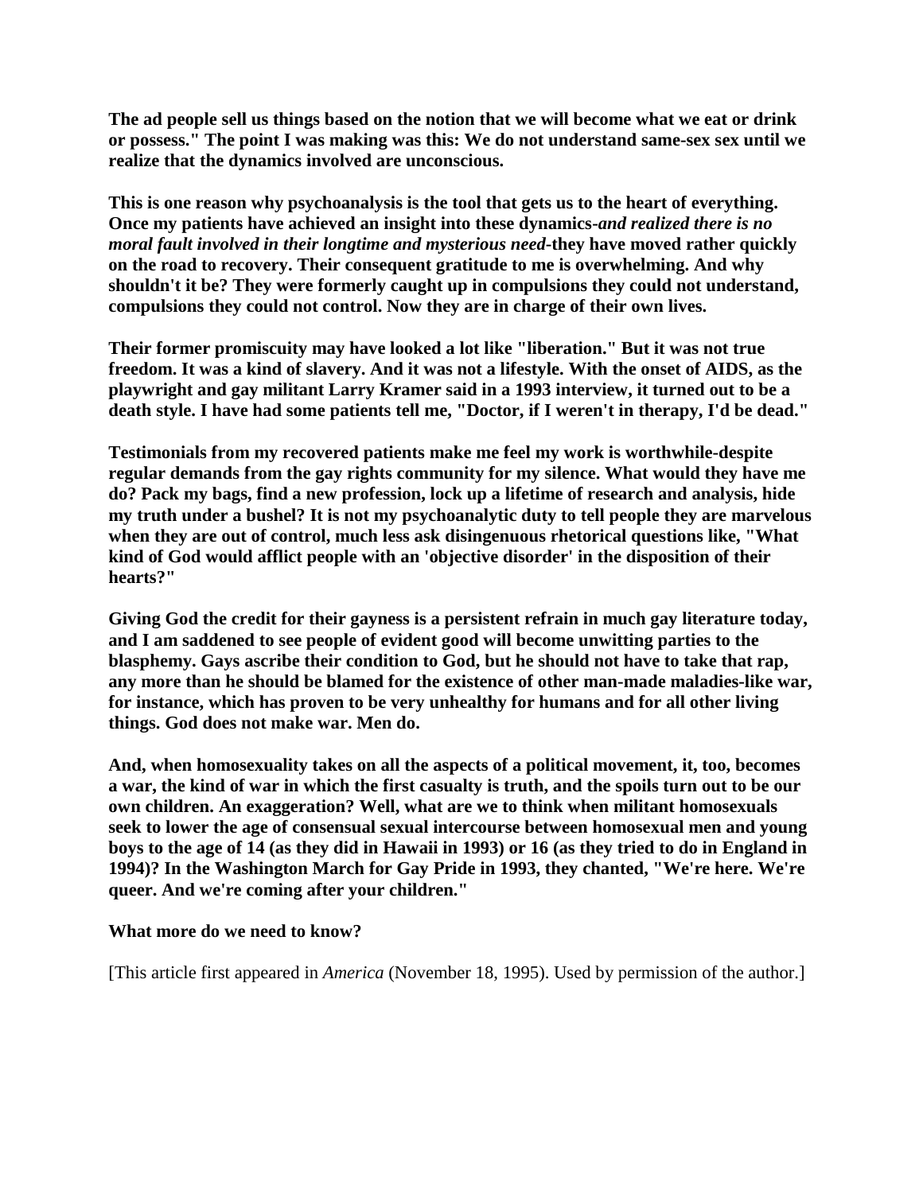**The ad people sell us things based on the notion that we will become what we eat or drink or possess." The point I was making was this: We do not understand same-sex sex until we realize that the dynamics involved are unconscious.**

**This is one reason why psychoanalysis is the tool that gets us to the heart of everything. Once my patients have achieved an insight into these dynamics-*and realized there is no moral fault involved in their longtime and mysterious need*-they have moved rather quickly on the road to recovery. Their consequent gratitude to me is overwhelming. And why shouldn't it be? They were formerly caught up in compulsions they could not understand, compulsions they could not control. Now they are in charge of their own lives.**

**Their former promiscuity may have looked a lot like "liberation." But it was not true freedom. It was a kind of slavery. And it was not a lifestyle. With the onset of AIDS, as the playwright and gay militant Larry Kramer said in a 1993 interview, it turned out to be a death style. I have had some patients tell me, "Doctor, if I weren't in therapy, I'd be dead."**

**Testimonials from my recovered patients make me feel my work is worthwhile-despite regular demands from the gay rights community for my silence. What would they have me do? Pack my bags, find a new profession, lock up a lifetime of research and analysis, hide my truth under a bushel? It is not my psychoanalytic duty to tell people they are marvelous when they are out of control, much less ask disingenuous rhetorical questions like, "What kind of God would afflict people with an 'objective disorder' in the disposition of their hearts?"**

**Giving God the credit for their gayness is a persistent refrain in much gay literature today, and I am saddened to see people of evident good will become unwitting parties to the blasphemy. Gays ascribe their condition to God, but he should not have to take that rap, any more than he should be blamed for the existence of other man-made maladies-like war, for instance, which has proven to be very unhealthy for humans and for all other living things. God does not make war. Men do.**

**And, when homosexuality takes on all the aspects of a political movement, it, too, becomes a war, the kind of war in which the first casualty is truth, and the spoils turn out to be our own children. An exaggeration? Well, what are we to think when militant homosexuals seek to lower the age of consensual sexual intercourse between homosexual men and young boys to the age of 14 (as they did in Hawaii in 1993) or 16 (as they tried to do in England in 1994)? In the Washington March for Gay Pride in 1993, they chanted, "We're here. We're queer. And we're coming after your children."**

**What more do we need to know?**

[This article first appeared in *America* (November 18, 1995). Used by permission of the author.]